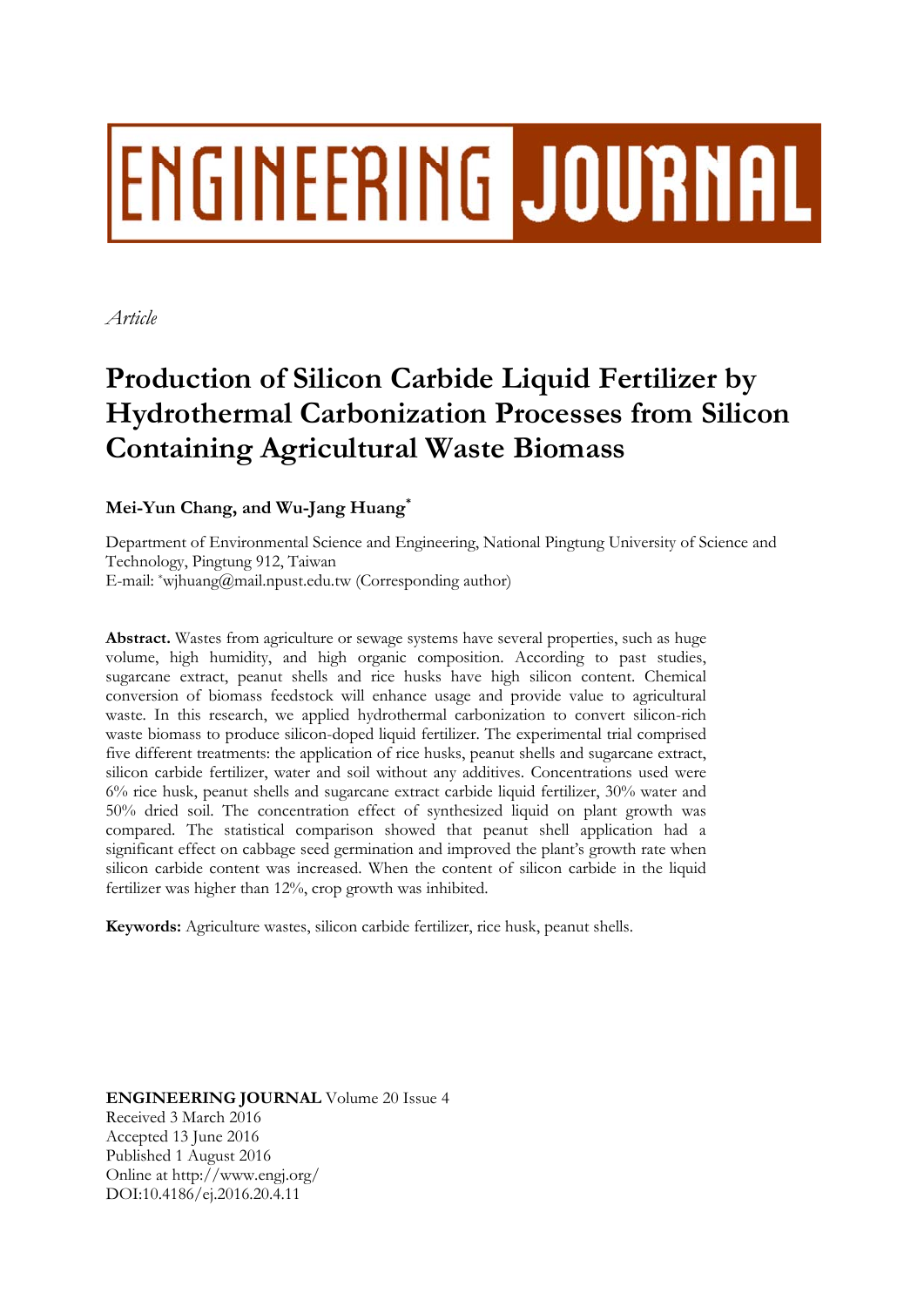ENGINEERING JOURNAL

*Article*

# Production of Silicon Carbide Liquid Fertilizer by Hydrothermal Carbonization Processes from Silicon Containing Agricultural Waste Biomass

**Mei-Yun Chang, and Wu-Jang Huang***

Department of Environmental Science and Engineering, National Pingtung University of Science and Technology, Pingtung 912, Taiwan
E-mail: *wjhuang@mail.npust.edu.tw (Corresponding author)

**Abstract.** Wastes from agriculture or sewage systems have several properties, such as huge volume, high humidity, and high organic composition. According to past studies, sugarcane extract, peanut shells and rice husks have high silicon content. Chemical conversion of biomass feedstock will enhance usage and provide value to agricultural waste. In this research, we applied hydrothermal carbonization to convert silicon-rich waste biomass to produce silicon-doped liquid fertilizer. The experimental trial comprised five different treatments: the application of rice husks, peanut shells and sugarcane extract, silicon carbide fertilizer, water and soil without any additives. Concentrations used were 6% rice husk, peanut shells and sugarcane extract carbide liquid fertilizer, 30% water and 50% dried soil. The concentration effect of synthesized liquid on plant growth was compared. The statistical comparison showed that peanut shell application had a significant effect on cabbage seed germination and improved the plant's growth rate when silicon carbide content was increased. When the content of silicon carbide in the liquid fertilizer was higher than 12%, crop growth was inhibited.

**Keywords:** Agriculture wastes, silicon carbide fertilizer, rice husk, peanut shells.

**ENGINEERING JOURNAL** Volume 20 Issue 4
Received 3 March 2016
Accepted 13 June 2016
Published 1 August 2016
Online at http://www.engj.org/
DOI:10.4186/ej.2016.20.4.11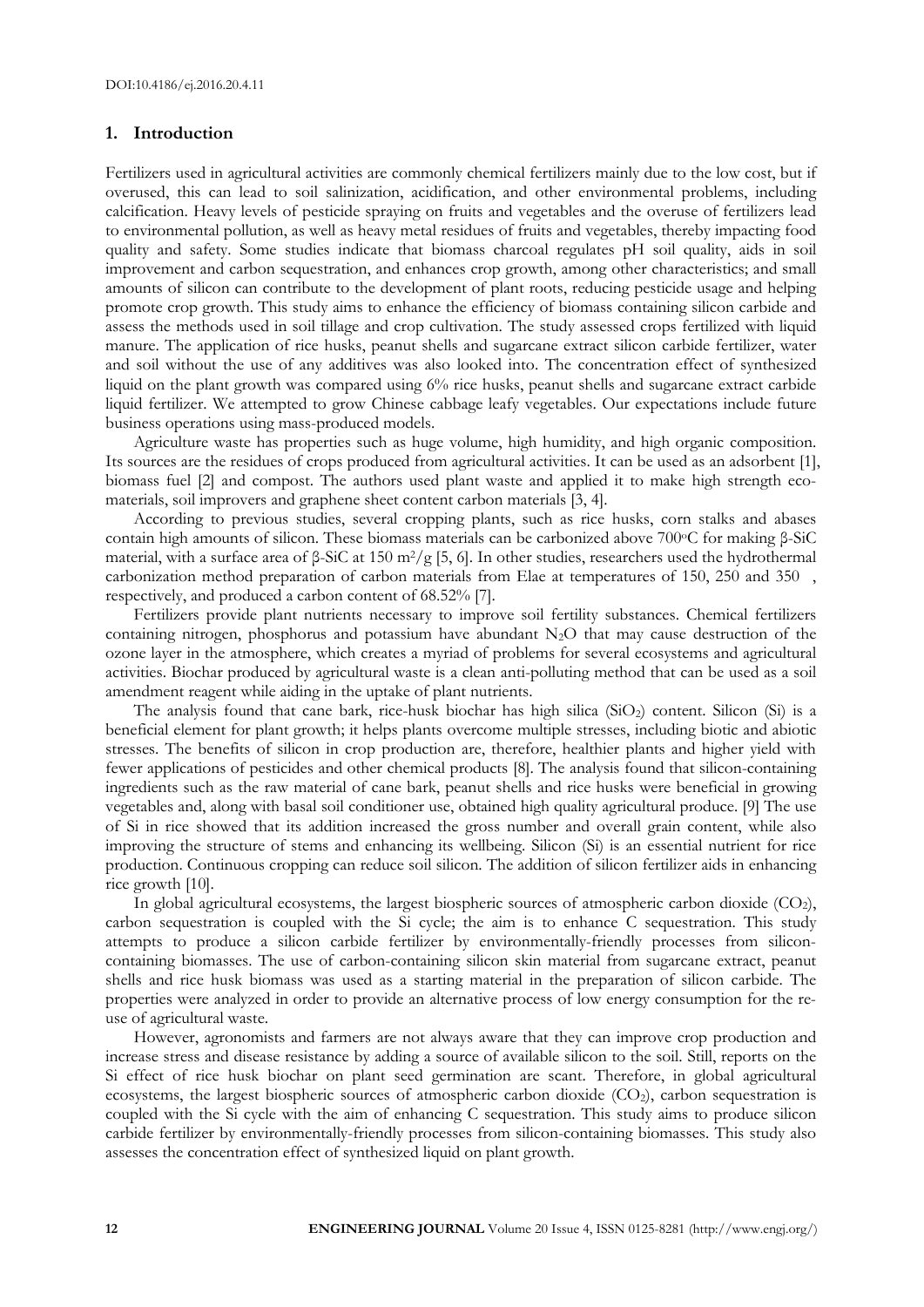## 1. Introduction

Fertilizers used in agricultural activities are commonly chemical fertilizers mainly due to the low cost, but if overused, this can lead to soil salinization, acidification, and other environmental problems, including calcification. Heavy levels of pesticide spraying on fruits and vegetables and the overuse of fertilizers lead to environmental pollution, as well as heavy metal residues of fruits and vegetables, thereby impacting food quality and safety. Some studies indicate that biomass charcoal regulates pH soil quality, aids in soil improvement and carbon sequestration, and enhances crop growth, among other characteristics; and small amounts of silicon can contribute to the development of plant roots, reducing pesticide usage and helping promote crop growth. This study aims to enhance the efficiency of biomass containing silicon carbide and assess the methods used in soil tillage and crop cultivation. The study assessed crops fertilized with liquid manure. The application of rice husks, peanut shells and sugarcane extract silicon carbide fertilizer, water and soil without the use of any additives was also looked into. The concentration effect of synthesized liquid on the plant growth was compared using 6% rice husks, peanut shells and sugarcane extract carbide liquid fertilizer. We attempted to grow Chinese cabbage leafy vegetables. Our expectations include future business operations using mass-produced models.

Agriculture waste has properties such as huge volume, high humidity, and high organic composition. Its sources are the residues of crops produced from agricultural activities. It can be used as an adsorbent [1], biomass fuel [2] and compost. The authors used plant waste and applied it to make high strength eco-materials, soil improvers and graphene sheet content carbon materials [3, 4].

According to previous studies, several cropping plants, such as rice husks, corn stalks and abases contain high amounts of silicon. These biomass materials can be carbonized above 700°C for making β-SiC material, with a surface area of β-SiC at 150 $m^2/g$ [5, 6]. In other studies, researchers used the hydrothermal carbonization method preparation of carbon materials from Elae at temperatures of 150, 250 and 350 , respectively, and produced a carbon content of 68.52% [7].

Fertilizers provide plant nutrients necessary to improve soil fertility substances. Chemical fertilizers containing nitrogen, phosphorus and potassium have abundant $N_2O$ that may cause destruction of the ozone layer in the atmosphere, which creates a myriad of problems for several ecosystems and agricultural activities. Biochar produced by agricultural waste is a clean anti-polluting method that can be used as a soil amendment reagent while aiding in the uptake of plant nutrients.

The analysis found that cane bark, rice-husk biochar has high silica ($SiO_2$) content. Silicon (Si) is a beneficial element for plant growth; it helps plants overcome multiple stresses, including biotic and abiotic stresses. The benefits of silicon in crop production are, therefore, healthier plants and higher yield with fewer applications of pesticides and other chemical products [8]. The analysis found that silicon-containing ingredients such as the raw material of cane bark, peanut shells and rice husks were beneficial in growing vegetables and, along with basal soil conditioner use, obtained high quality agricultural produce. [9] The use of Si in rice showed that its addition increased the gross number and overall grain content, while also improving the structure of stems and enhancing its wellbeing. Silicon (Si) is an essential nutrient for rice production. Continuous cropping can reduce soil silicon. The addition of silicon fertilizer aids in enhancing rice growth [10].

In global agricultural ecosystems, the largest biospheric sources of atmospheric carbon dioxide ($CO_2$), carbon sequestration is coupled with the Si cycle; the aim is to enhance C sequestration. This study attempts to produce a silicon carbide fertilizer by environmentally-friendly processes from silicon-containing biomasses. The use of carbon-containing silicon skin material from sugarcane extract, peanut shells and rice husk biomass was used as a starting material in the preparation of silicon carbide. The properties were analyzed in order to provide an alternative process of low energy consumption for the re-use of agricultural waste.

However, agronomists and farmers are not always aware that they can improve crop production and increase stress and disease resistance by adding a source of available silicon to the soil. Still, reports on the Si effect of rice husk biochar on plant seed germination are scant. Therefore, in global agricultural ecosystems, the largest biospheric sources of atmospheric carbon dioxide ($CO_2$), carbon sequestration is coupled with the Si cycle with the aim of enhancing C sequestration. This study aims to produce silicon carbide fertilizer by environmentally-friendly processes from silicon-containing biomasses. This study also assesses the concentration effect of synthesized liquid on plant growth.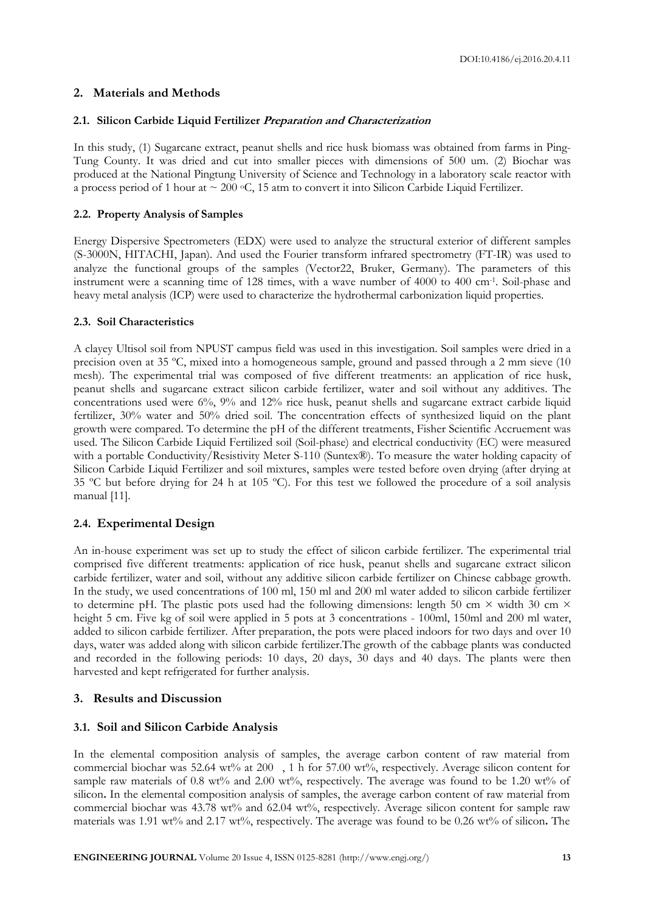## 2. Materials and Methods

### 2.1. Silicon Carbide Liquid Fertilizer *Preparation and Characterization*

In this study, (1) Sugarcane extract, peanut shells and rice husk biomass was obtained from farms in Ping-Tung County. It was dried and cut into smaller pieces with dimensions of 500 um. (2) Biochar was produced at the National Pingtung University of Science and Technology in a laboratory scale reactor with a process period of 1 hour at ~ 200 °C, 15 atm to convert it into Silicon Carbide Liquid Fertilizer.

### 2.2. Property Analysis of Samples

Energy Dispersive Spectrometers (EDX) were used to analyze the structural exterior of different samples (S-3000N, HITACHI, Japan). And used the Fourier transform infrared spectrometry (FT-IR) was used to analyze the functional groups of the samples (Vector22, Bruker, Germany). The parameters of this instrument were a scanning time of 128 times, with a wave number of 4000 to 400 $cm^{-1}$. Soil-phase and heavy metal analysis (ICP) were used to characterize the hydrothermal carbonization liquid properties.

### 2.3. Soil Characteristics

A clayey Ultisol soil from NPUST campus field was used in this investigation. Soil samples were dried in a precision oven at 35 ºC, mixed into a homogeneous sample, ground and passed through a 2 mm sieve (10 mesh). The experimental trial was composed of five different treatments: an application of rice husk, peanut shells and sugarcane extract silicon carbide fertilizer, water and soil without any additives. The concentrations used were 6%, 9% and 12% rice husk, peanut shells and sugarcane extract carbide liquid fertilizer, 30% water and 50% dried soil. The concentration effects of synthesized liquid on the plant growth were compared. To determine the pH of the different treatments, Fisher Scientific Accruement was used. The Silicon Carbide Liquid Fertilized soil (Soil-phase) and electrical conductivity (EC) were measured with a portable Conductivity/Resistivity Meter S-110 (Suntex®). To measure the water holding capacity of Silicon Carbide Liquid Fertilizer and soil mixtures, samples were tested before oven drying (after drying at 35 ºC but before drying for 24 h at 105 ºC). For this test we followed the procedure of a soil analysis manual [11].

### 2.4. Experimental Design

An in-house experiment was set up to study the effect of silicon carbide fertilizer. The experimental trial comprised five different treatments: application of rice husk, peanut shells and sugarcane extract silicon carbide fertilizer, water and soil, without any additive silicon carbide fertilizer on Chinese cabbage growth. In the study, we used concentrations of 100 ml, 150 ml and 200 ml water added to silicon carbide fertilizer to determine pH. The plastic pots used had the following dimensions: length 50 cm × width 30 cm × height 5 cm. Five kg of soil were applied in 5 pots at 3 concentrations - 100ml, 150ml and 200 ml water, added to silicon carbide fertilizer. After preparation, the pots were placed indoors for two days and over 10 days, water was added along with silicon carbide fertilizer.The growth of the cabbage plants was conducted and recorded in the following periods: 10 days, 20 days, 30 days and 40 days. The plants were then harvested and kept refrigerated for further analysis.

## 3. Results and Discussion

### 3.1. Soil and Silicon Carbide Analysis

In the elemental composition analysis of samples, the average carbon content of raw material from commercial biochar was 52.64 wt% at 200 , 1 h for 57.00 wt%, respectively. Average silicon content for sample raw materials of 0.8 wt% and 2.00 wt%, respectively. The average was found to be 1.20 wt% of silicon**.** In the elemental composition analysis of samples, the average carbon content of raw material from commercial biochar was 43.78 wt% and 62.04 wt%, respectively. Average silicon content for sample raw materials was 1.91 wt% and 2.17 wt%, respectively. The average was found to be 0.26 wt% of silicon**.** The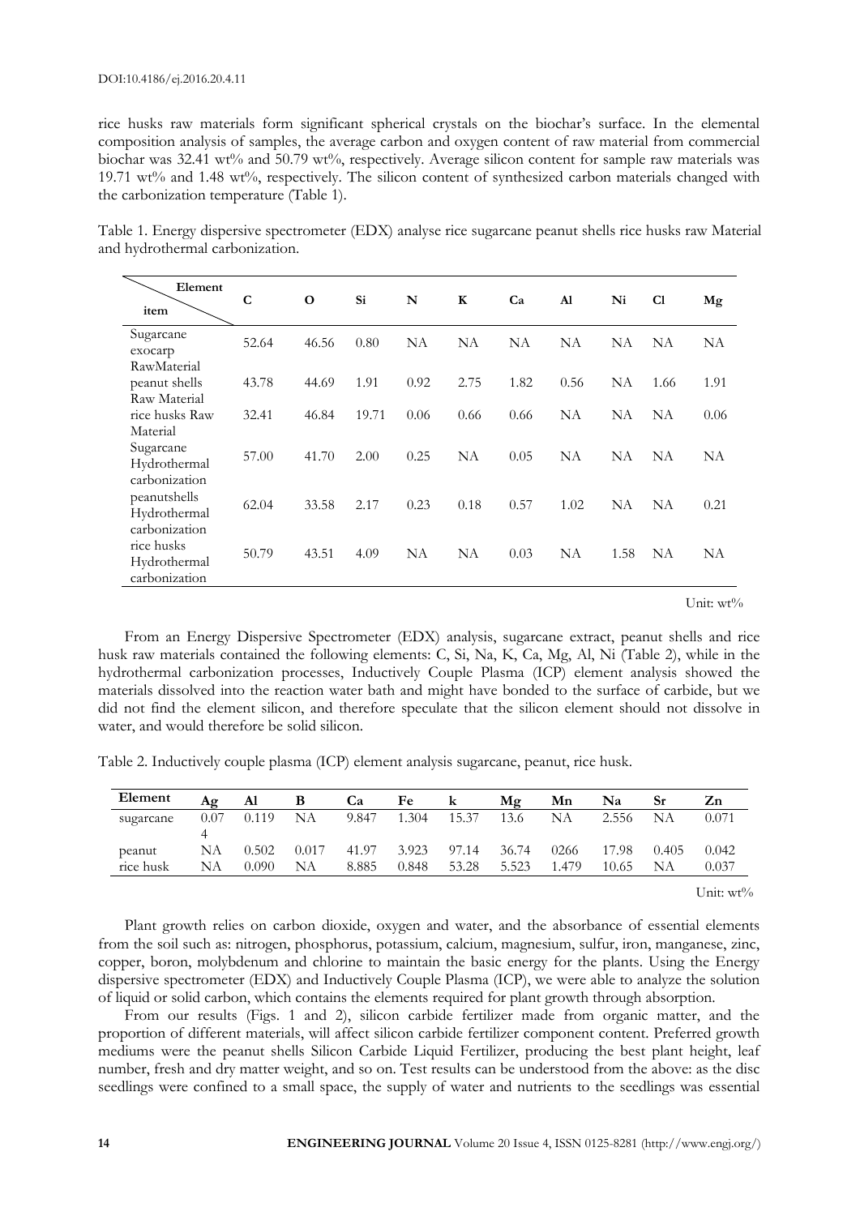rice husks raw materials form significant spherical crystals on the biochar's surface. In the elemental composition analysis of samples, the average carbon and oxygen content of raw material from commercial biochar was 32.41 wt% and 50.79 wt%, respectively. Average silicon content for sample raw materials was 19.71 wt% and 1.48 wt%, respectively. The silicon content of synthesized carbon materials changed with the carbonization temperature (Table 1).

Table 1. Energy dispersive spectrometer (EDX) analyse rice sugarcane peanut shells rice husks raw Material and hydrothermal carbonization.

| Element / item | C | O | Si | N | K | Ca | Al | Ni | Cl | Mg |
|---|---|---|---|---|---|---|---|---|---|---|
| Sugarcane exocarp RawMaterial | 52.64 | 46.56 | 0.80 | NA | NA | NA | NA | NA | NA | NA |
| peanut shells Raw Material | 43.78 | 44.69 | 1.91 | 0.92 | 2.75 | 1.82 | 0.56 | NA | 1.66 | 1.91 |
| rice husks Raw Material | 32.41 | 46.84 | 19.71 | 0.06 | 0.66 | 0.66 | NA | NA | NA | 0.06 |
| Sugarcane Hydrothermal carbonization | 57.00 | 41.70 | 2.00 | 0.25 | NA | 0.05 | NA | NA | NA | NA |
| peanutshells Hydrothermal carbonization | 62.04 | 33.58 | 2.17 | 0.23 | 0.18 | 0.57 | 1.02 | NA | NA | 0.21 |
| rice husks Hydrothermal carbonization | 50.79 | 43.51 | 4.09 | NA | NA | 0.03 | NA | 1.58 | NA | NA |

Unit: wt%

From an Energy Dispersive Spectrometer (EDX) analysis, sugarcane extract, peanut shells and rice husk raw materials contained the following elements: C, Si, Na, K, Ca, Mg, Al, Ni (Table 2), while in the hydrothermal carbonization processes, Inductively Couple Plasma (ICP) element analysis showed the materials dissolved into the reaction water bath and might have bonded to the surface of carbide, but we did not find the element silicon, and therefore speculate that the silicon element should not dissolve in water, and would therefore be solid silicon.

Table 2. Inductively couple plasma (ICP) element analysis sugarcane, peanut, rice husk.

| Element | Ag | Al | B | Ca | Fe | k | Mg | Mn | Na | Sr | Zn |
|---|---|---|---|---|---|---|---|---|---|---|---|
| sugarcane | 0.074 | 0.119 | NA | 9.847 | 1.304 | 15.37 | 13.6 | NA | 2.556 | NA | 0.071 |
| peanut | NA | 0.502 | 0.017 | 41.97 | 3.923 | 97.14 | 36.74 | 0266 | 17.98 | 0.405 | 0.042 |
| rice husk | NA | 0.090 | NA | 8.885 | 0.848 | 53.28 | 5.523 | 1.479 | 10.65 | NA | 0.037 |

Unit: wt%

Plant growth relies on carbon dioxide, oxygen and water, and the absorbance of essential elements from the soil such as: nitrogen, phosphorus, potassium, calcium, magnesium, sulfur, iron, manganese, zinc, copper, boron, molybdenum and chlorine to maintain the basic energy for the plants. Using the Energy dispersive spectrometer (EDX) and Inductively Couple Plasma (ICP), we were able to analyze the solution of liquid or solid carbon, which contains the elements required for plant growth through absorption.

From our results (Figs. 1 and 2), silicon carbide fertilizer made from organic matter, and the proportion of different materials, will affect silicon carbide fertilizer component content. Preferred growth mediums were the peanut shells Silicon Carbide Liquid Fertilizer, producing the best plant height, leaf number, fresh and dry matter weight, and so on. Test results can be understood from the above: as the disc seedlings were confined to a small space, the supply of water and nutrients to the seedlings was essential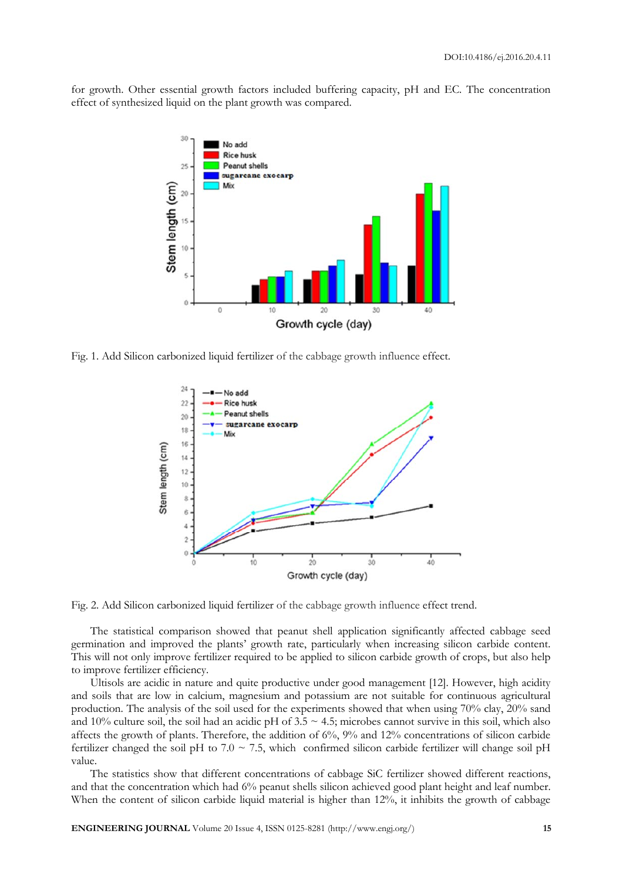for growth. Other essential growth factors included buffering capacity, pH and EC. The concentration effect of synthesized liquid on the plant growth was compared.

Fig. 1. Add Silicon carbonized liquid fertilizer of the cabbage growth influence effect.

Fig. 2. Add Silicon carbonized liquid fertilizer of the cabbage growth influence effect trend.

The statistical comparison showed that peanut shell application significantly affected cabbage seed germination and improved the plants' growth rate, particularly when increasing silicon carbide content. This will not only improve fertilizer required to be applied to silicon carbide growth of crops, but also help to improve fertilizer efficiency.

Ultisols are acidic in nature and quite productive under good management [12]. However, high acidity and soils that are low in calcium, magnesium and potassium are not suitable for continuous agricultural production. The analysis of the soil used for the experiments showed that when using 70% clay, 20% sand and 10% culture soil, the soil had an acidic pH of 3.5 ~ 4.5; microbes cannot survive in this soil, which also affects the growth of plants. Therefore, the addition of 6%, 9% and 12% concentrations of silicon carbide fertilizer changed the soil pH to 7.0 ~ 7.5, which confirmed silicon carbide fertilizer will change soil pH value.

The statistics show that different concentrations of cabbage SiC fertilizer showed different reactions, and that the concentration which had 6% peanut shells silicon achieved good plant height and leaf number. When the content of silicon carbide liquid material is higher than 12%, it inhibits the growth of cabbage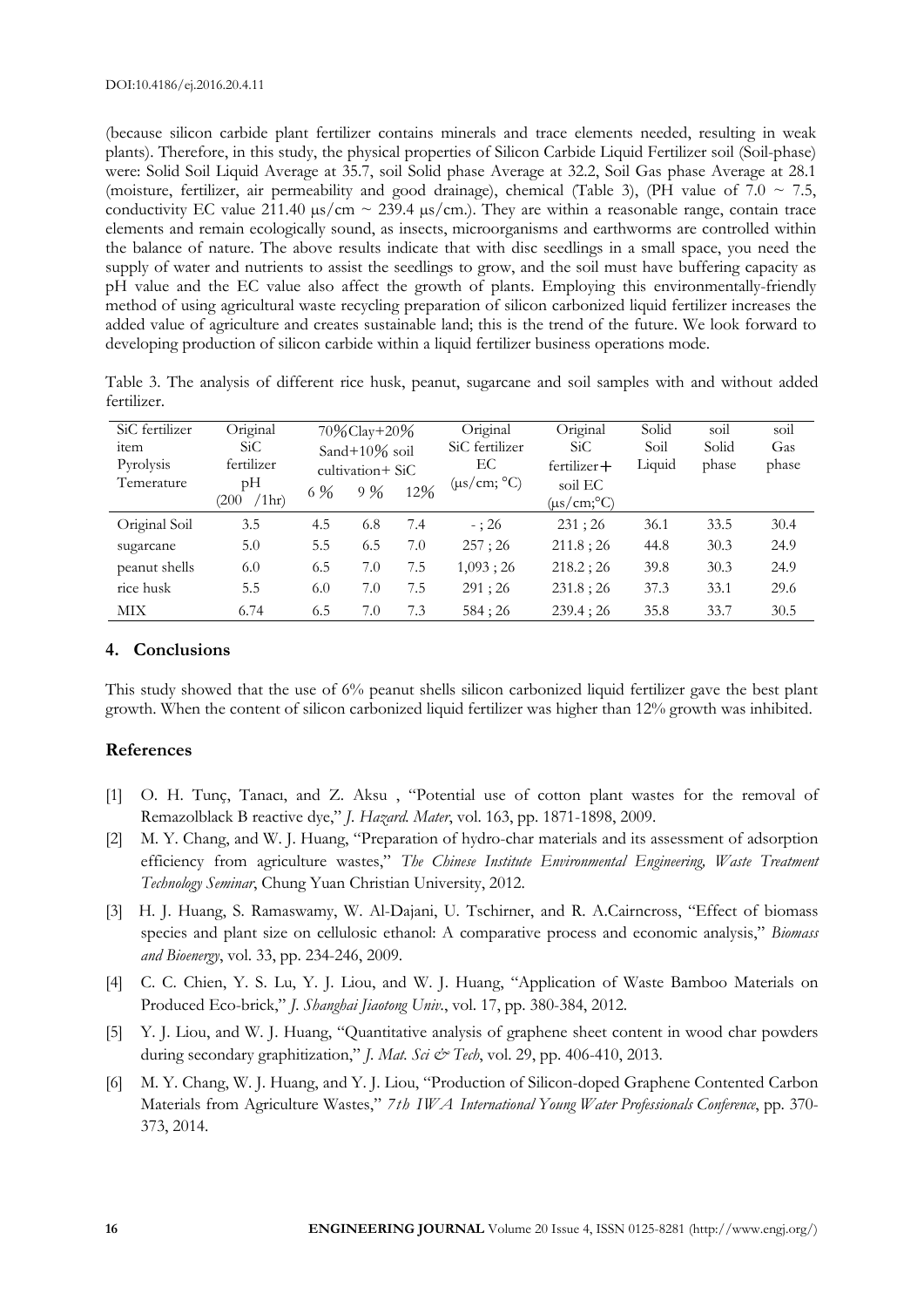(because silicon carbide plant fertilizer contains minerals and trace elements needed, resulting in weak plants). Therefore, in this study, the physical properties of Silicon Carbide Liquid Fertilizer soil (Soil-phase) were: Solid Soil Liquid Average at 35.7, soil Solid phase Average at 32.2, Soil Gas phase Average at 28.1 (moisture, fertilizer, air permeability and good drainage), chemical (Table 3), (PH value of 7.0 ~ 7.5, conductivity EC value 211.40 μs/cm ~ 239.4 μs/cm.). They are within a reasonable range, contain trace elements and remain ecologically sound, as insects, microorganisms and earthworms are controlled within the balance of nature. The above results indicate that with disc seedlings in a small space, you need the supply of water and nutrients to assist the seedlings to grow, and the soil must have buffering capacity as pH value and the EC value also affect the growth of plants. Employing this environmentally-friendly method of using agricultural waste recycling preparation of silicon carbonized liquid fertilizer increases the added value of agriculture and creates sustainable land; this is the trend of the future. We look forward to developing production of silicon carbide within a liquid fertilizer business operations mode.

Table 3. The analysis of different rice husk, peanut, sugarcane and soil samples with and without added fertilizer.

| SiC fertilizer item Pyrolysis Temerature | Original SiC fertilizer pH (200 /1hr) | 70%Clay+20% Sand+10% soil cultivation+ SiC | | | Original SiC fertilizer EC (μs/cm; °C) | Original SiC fertilizer+ soil EC (μs/cm;°C) | Solid Soil Liquid | soil Solid phase | soil Gas phase |
|---|---|---|---|---|---|---|---|---|---|
| | | 6 % | 9 % | 12% | | | | | |
| Original Soil | 3.5 | 4.5 | 6.8 | 7.4 | - ; 26 | 231 ; 26 | 36.1 | 33.5 | 30.4 |
| sugarcane | 5.0 | 5.5 | 6.5 | 7.0 | 257 ; 26 | 211.8 ; 26 | 44.8 | 30.3 | 24.9 |
| peanut shells | 6.0 | 6.5 | 7.0 | 7.5 | 1,093 ; 26 | 218.2 ; 26 | 39.8 | 30.3 | 24.9 |
| rice husk | 5.5 | 6.0 | 7.0 | 7.5 | 291 ; 26 | 231.8 ; 26 | 37.3 | 33.1 | 29.6 |
| MIX | 6.74 | 6.5 | 7.0 | 7.3 | 584 ; 26 | 239.4 ; 26 | 35.8 | 33.7 | 30.5 |

## 4. Conclusions

This study showed that the use of 6% peanut shells silicon carbonized liquid fertilizer gave the best plant growth. When the content of silicon carbonized liquid fertilizer was higher than 12% growth was inhibited.

## References

[1] O. H. Tunç, Tanacı, and Z. Aksu , "Potential use of cotton plant wastes for the removal of Remazolblack B reactive dye," *J. Hazard. Mater*, vol. 163, pp. 1871-1898, 2009.

[2] M. Y. Chang, and W. J. Huang, "Preparation of hydro-char materials and its assessment of adsorption efficiency from agriculture wastes," *The Chinese Institute Environmental Engineering, Waste Treatment Technology Seminar*, Chung Yuan Christian University, 2012.

[3] H. J. Huang, S. Ramaswamy, W. Al-Dajani, U. Tschirner, and R. A.Cairncross, "Effect of biomass species and plant size on cellulosic ethanol: A comparative process and economic analysis," *Biomass and Bioenergy*, vol. 33, pp. 234-246, 2009.

[4] C. C. Chien, Y. S. Lu, Y. J. Liou, and W. J. Huang, "Application of Waste Bamboo Materials on Produced Eco-brick," *J. Shanghai Jiaotong Univ.*, vol. 17, pp. 380-384, 2012.

[5] Y. J. Liou, and W. J. Huang, "Quantitative analysis of graphene sheet content in wood char powders during secondary graphitization," *J. Mat. Sci & Tech*, vol. 29, pp. 406-410, 2013.

[6] M. Y. Chang, W. J. Huang, and Y. J. Liou, "Production of Silicon-doped Graphene Contented Carbon Materials from Agriculture Wastes," *7th IWA International Young Water Professionals Conference*, pp. 370-373, 2014.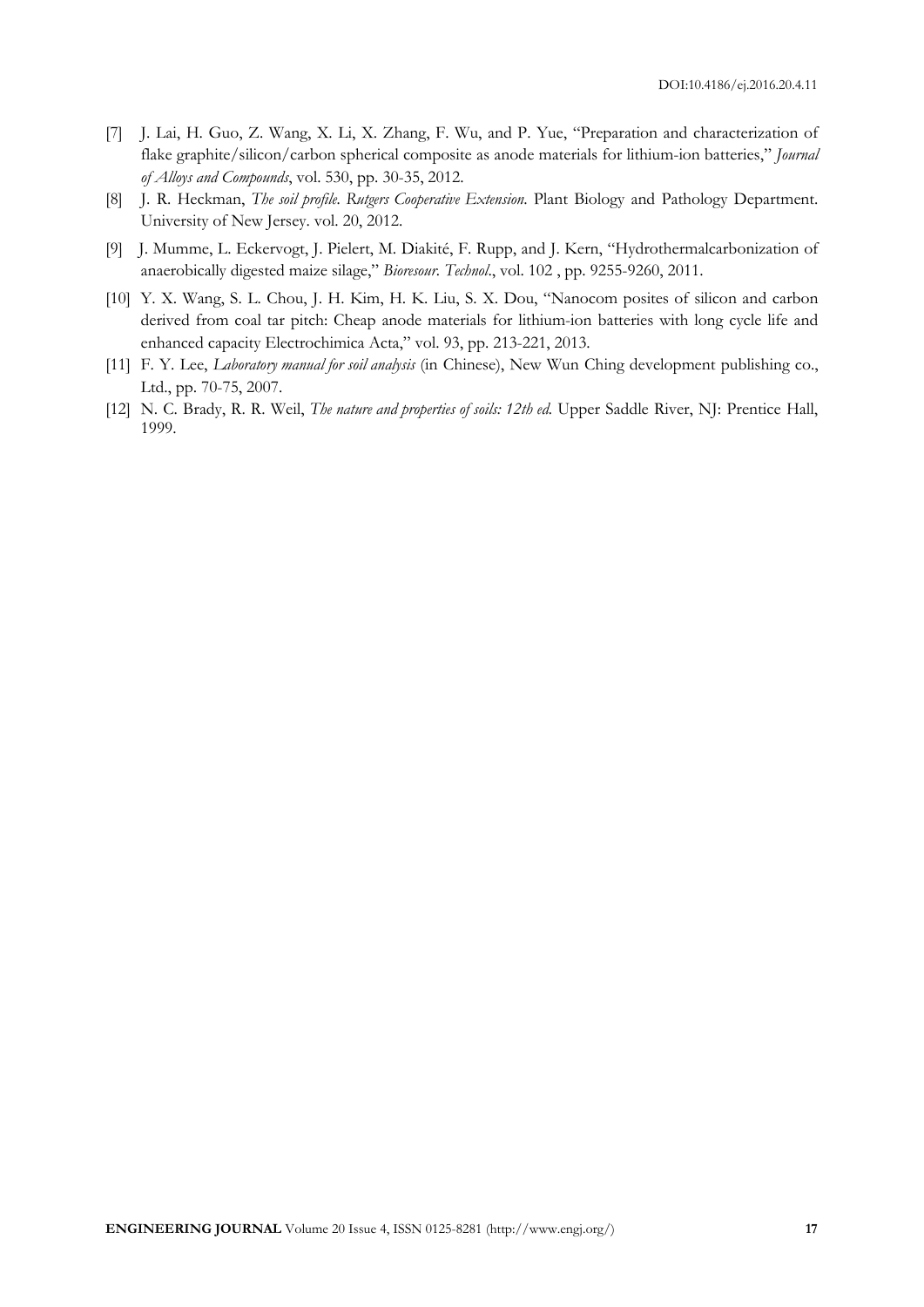[7] J. Lai, H. Guo, Z. Wang, X. Li, X. Zhang, F. Wu, and P. Yue, "Preparation and characterization of flake graphite/silicon/carbon spherical composite as anode materials for lithium-ion batteries," *Journal of Alloys and Compounds*, vol. 530, pp. 30-35, 2012.

[8] J. R. Heckman, *The soil profile. Rutgers Cooperative Extension.* Plant Biology and Pathology Department. University of New Jersey. vol. 20, 2012.

[9] J. Mumme, L. Eckervogt, J. Pielert, M. Diakité, F. Rupp, and J. Kern, "Hydrothermalcarbonization of anaerobically digested maize silage," *Bioresour. Technol*., vol. 102 , pp. 9255-9260, 2011.

[10] Y. X. Wang, S. L. Chou, J. H. Kim, H. K. Liu, S. X. Dou, "Nanocom posites of silicon and carbon derived from coal tar pitch: Cheap anode materials for lithium-ion batteries with long cycle life and enhanced capacity Electrochimica Acta," vol. 93, pp. 213-221, 2013.

[11] F. Y. Lee, *Laboratory manual for soil analysis* (in Chinese), New Wun Ching development publishing co., Ltd., pp. 70-75, 2007.

[12] N. C. Brady, R. R. Weil, *The nature and properties of soils: 12th ed.* Upper Saddle River, NJ: Prentice Hall, 1999.